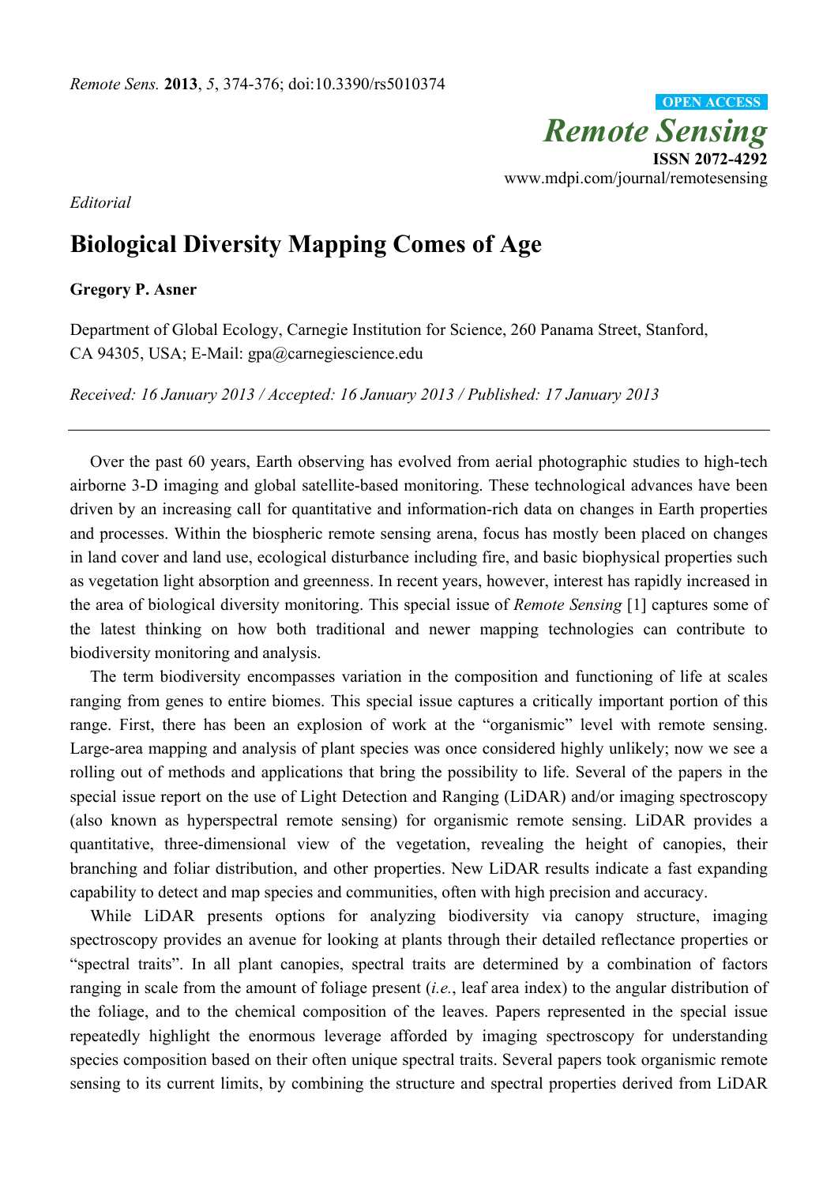*Editorial*

# Biological Diversity Mapping Comes of Age

**Gregory P. Asner**

Department of Global Ecology, Carnegie Institution for Science, 260 Panama Street, Stanford, CA 94305, USA; E-Mail: gpa@carnegiescience.edu

*Received: 16 January 2013 / Accepted: 16 January 2013 / Published: 17 January 2013*

---

Over the past 60 years, Earth observing has evolved from aerial photographic studies to high-tech airborne 3-D imaging and global satellite-based monitoring. These technological advances have been driven by an increasing call for quantitative and information-rich data on changes in Earth properties and processes. Within the biospheric remote sensing arena, focus has mostly been placed on changes in land cover and land use, ecological disturbance including fire, and basic biophysical properties such as vegetation light absorption and greenness. In recent years, however, interest has rapidly increased in the area of biological diversity monitoring. This special issue of *Remote Sensing* [1] captures some of the latest thinking on how both traditional and newer mapping technologies can contribute to biodiversity monitoring and analysis.

The term biodiversity encompasses variation in the composition and functioning of life at scales ranging from genes to entire biomes. This special issue captures a critically important portion of this range. First, there has been an explosion of work at the "organismic" level with remote sensing. Large-area mapping and analysis of plant species was once considered highly unlikely; now we see a rolling out of methods and applications that bring the possibility to life. Several of the papers in the special issue report on the use of Light Detection and Ranging (LiDAR) and/or imaging spectroscopy (also known as hyperspectral remote sensing) for organismic remote sensing. LiDAR provides a quantitative, three-dimensional view of the vegetation, revealing the height of canopies, their branching and foliar distribution, and other properties. New LiDAR results indicate a fast expanding capability to detect and map species and communities, often with high precision and accuracy.

While LiDAR presents options for analyzing biodiversity via canopy structure, imaging spectroscopy provides an avenue for looking at plants through their detailed reflectance properties or "spectral traits". In all plant canopies, spectral traits are determined by a combination of factors ranging in scale from the amount of foliage present (*i.e.*, leaf area index) to the angular distribution of the foliage, and to the chemical composition of the leaves. Papers represented in the special issue repeatedly highlight the enormous leverage afforded by imaging spectroscopy for understanding species composition based on their often unique spectral traits. Several papers took organismic remote sensing to its current limits, by combining the structure and spectral properties derived from LiDAR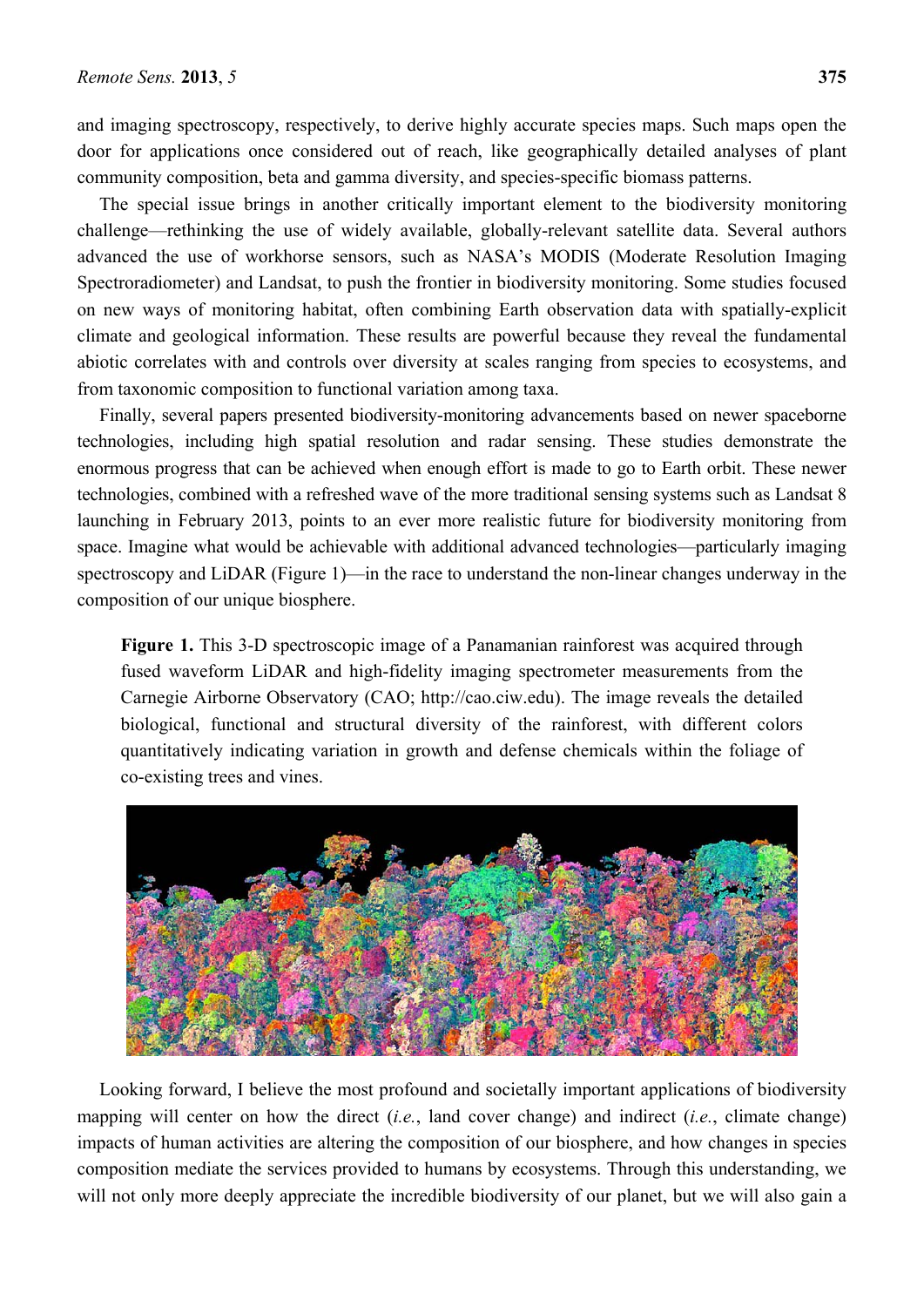and imaging spectroscopy, respectively, to derive highly accurate species maps. Such maps open the door for applications once considered out of reach, like geographically detailed analyses of plant community composition, beta and gamma diversity, and species-specific biomass patterns.

The special issue brings in another critically important element to the biodiversity monitoring challenge—rethinking the use of widely available, globally-relevant satellite data. Several authors advanced the use of workhorse sensors, such as NASA's MODIS (Moderate Resolution Imaging Spectroradiometer) and Landsat, to push the frontier in biodiversity monitoring. Some studies focused on new ways of monitoring habitat, often combining Earth observation data with spatially-explicit climate and geological information. These results are powerful because they reveal the fundamental abiotic correlates with and controls over diversity at scales ranging from species to ecosystems, and from taxonomic composition to functional variation among taxa.

Finally, several papers presented biodiversity-monitoring advancements based on newer spaceborne technologies, including high spatial resolution and radar sensing. These studies demonstrate the enormous progress that can be achieved when enough effort is made to go to Earth orbit. These newer technologies, combined with a refreshed wave of the more traditional sensing systems such as Landsat 8 launching in February 2013, points to an ever more realistic future for biodiversity monitoring from space. Imagine what would be achievable with additional advanced technologies—particularly imaging spectroscopy and LiDAR (Figure 1)—in the race to understand the non-linear changes underway in the composition of our unique biosphere.

**Figure 1.** This 3-D spectroscopic image of a Panamanian rainforest was acquired through fused waveform LiDAR and high-fidelity imaging spectrometer measurements from the Carnegie Airborne Observatory (CAO; http://cao.ciw.edu). The image reveals the detailed biological, functional and structural diversity of the rainforest, with different colors quantitatively indicating variation in growth and defense chemicals within the foliage of co-existing trees and vines.

Looking forward, I believe the most profound and societally important applications of biodiversity mapping will center on how the direct (*i.e.*, land cover change) and indirect (*i.e.*, climate change) impacts of human activities are altering the composition of our biosphere, and how changes in species composition mediate the services provided to humans by ecosystems. Through this understanding, we will not only more deeply appreciate the incredible biodiversity of our planet, but we will also gain a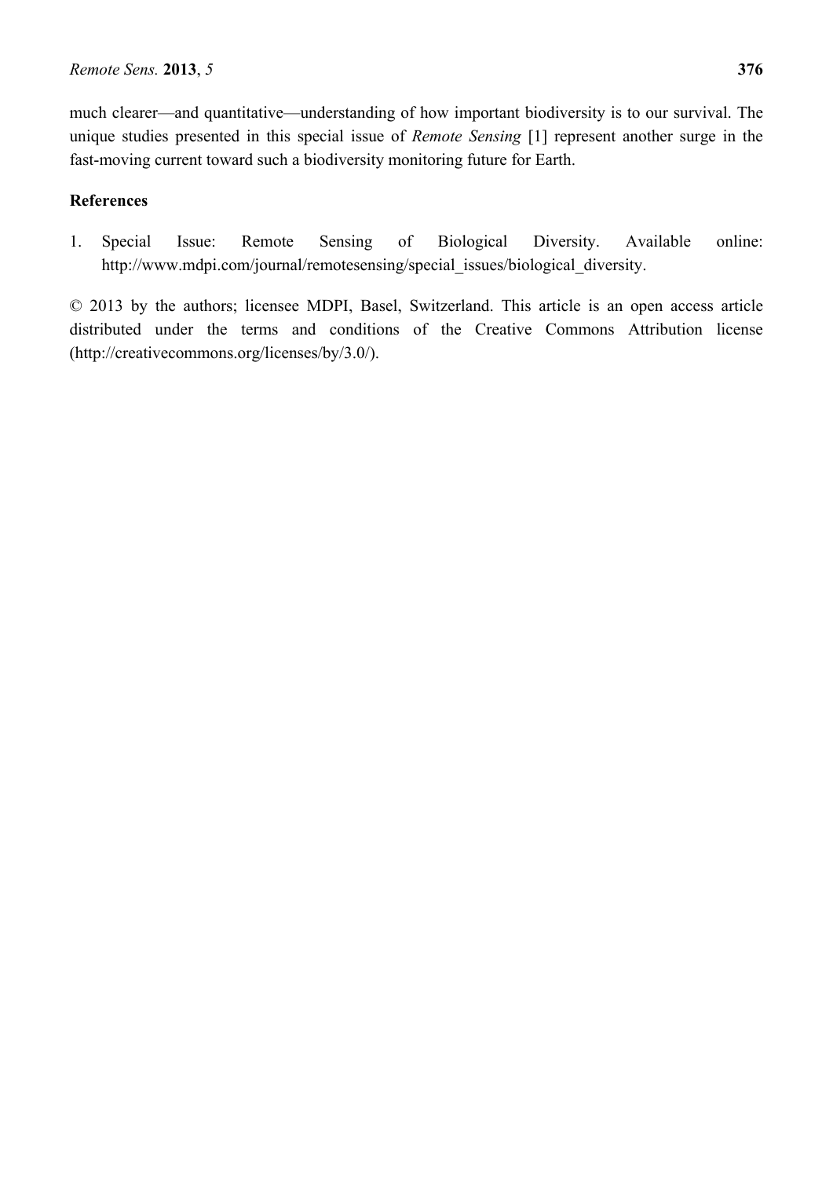much clearer—and quantitative—understanding of how important biodiversity is to our survival. The unique studies presented in this special issue of *Remote Sensing* [1] represent another surge in the fast-moving current toward such a biodiversity monitoring future for Earth.

## References

1. Special Issue: Remote Sensing of Biological Diversity. Available online: http://www.mdpi.com/journal/remotesensing/special_issues/biological_diversity.

© 2013 by the authors; licensee MDPI, Basel, Switzerland. This article is an open access article distributed under the terms and conditions of the Creative Commons Attribution license (http://creativecommons.org/licenses/by/3.0/).